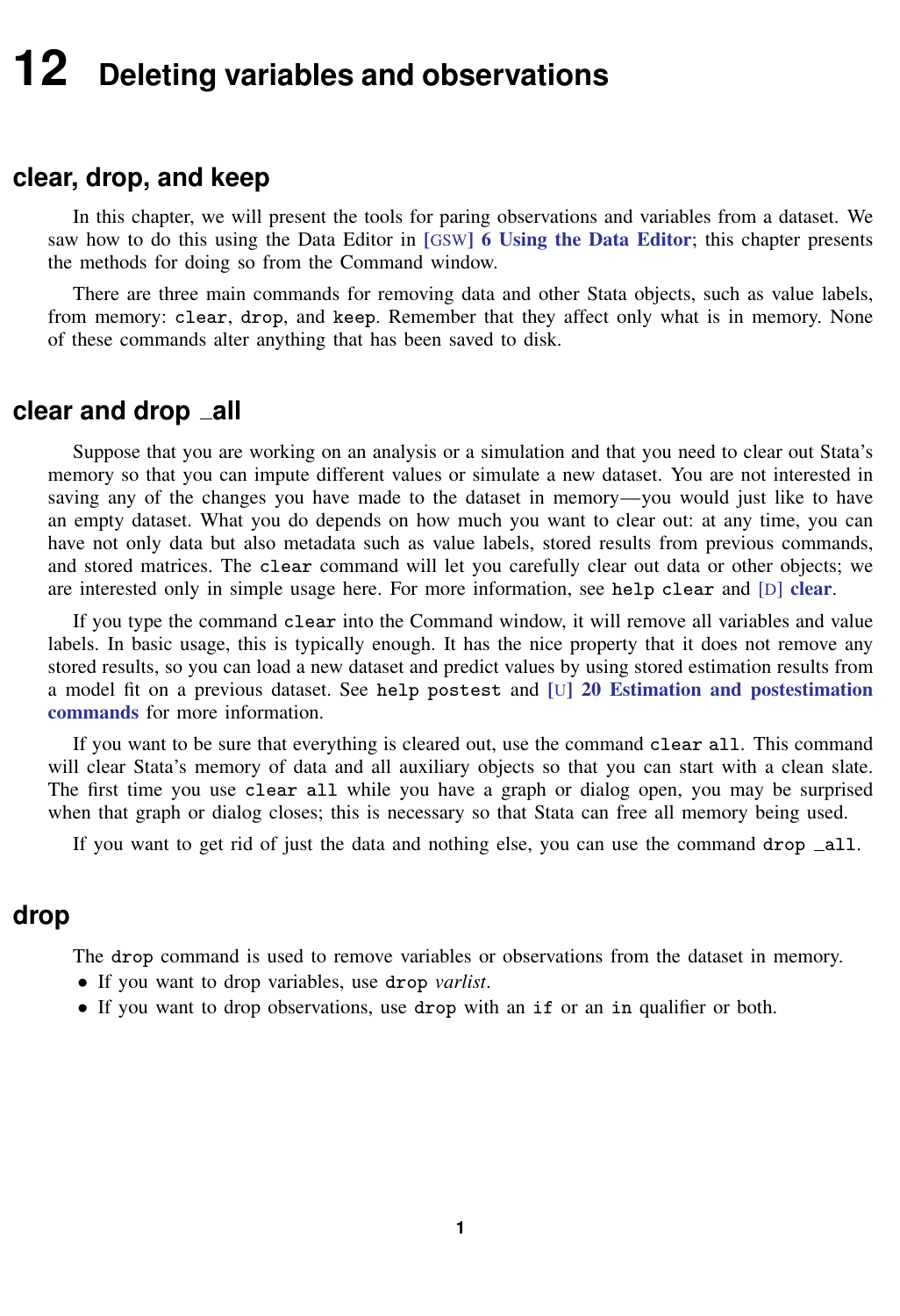# 12 Deleting variables and observations

## clear, drop, and keep

In this chapter, we will present the tools for paring observations and variables from a dataset. We saw how to do this using the Data Editor in [GSW] **6 Using the Data Editor**; this chapter presents the methods for doing so from the Command window.

There are three main commands for removing data and other Stata objects, such as value labels, from memory: `clear`, `drop`, and `keep`. Remember that they affect only what is in memory. None of these commands alter anything that has been saved to disk.

## clear and drop _all

Suppose that you are working on an analysis or a simulation and that you need to clear out Stata's memory so that you can impute different values or simulate a new dataset. You are not interested in saving any of the changes you have made to the dataset in memory—you would just like to have an empty dataset. What you do depends on how much you want to clear out: at any time, you can have not only data but also metadata such as value labels, stored results from previous commands, and stored matrices. The `clear` command will let you carefully clear out data or other objects; we are interested only in simple usage here. For more information, see `help clear` and [D] **clear**.

If you type the command `clear` into the Command window, it will remove all variables and value labels. In basic usage, this is typically enough. It has the nice property that it does not remove any stored results, so you can load a new dataset and predict values by using stored estimation results from a model fit on a previous dataset. See `help postest` and [U] **20 Estimation and postestimation commands** for more information.

If you want to be sure that everything is cleared out, use the command `clear all`. This command will clear Stata's memory of data and all auxiliary objects so that you can start with a clean slate. The first time you use `clear all` while you have a graph or dialog open, you may be surprised when that graph or dialog closes; this is necessary so that Stata can free all memory being used.

If you want to get rid of just the data and nothing else, you can use the command `drop _all`.

## drop

The `drop` command is used to remove variables or observations from the dataset in memory.

- If you want to drop variables, use `drop` *varlist*.
- If you want to drop observations, use `drop` with an `if` or an `in` qualifier or both.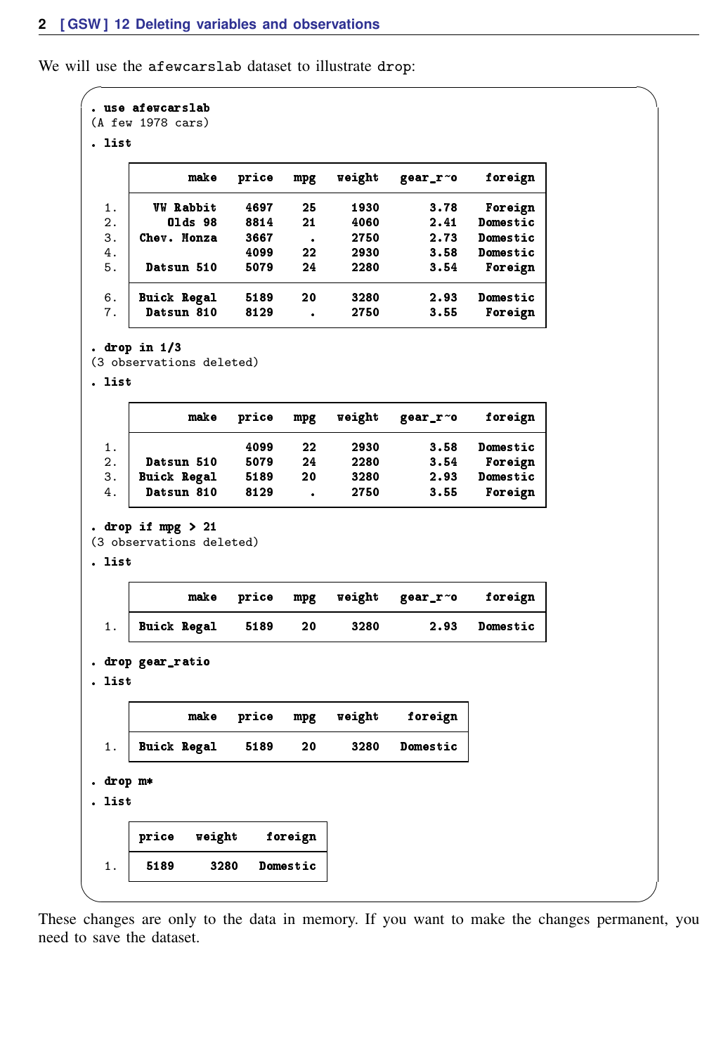We will use the afewcarslab dataset to illustrate drop:

```
. use afewcarslab
(A few 1978 cars)

. list

     +---------------------------------------------------------+
     |        make   price   mpg   weight   gear_r~o   foreign |
     |---------------------------------------------------------|
  1. |   VW Rabbit    4697    25     1930       3.78   Foreign |
  2. |    Olds 98     8814    21     4060       2.41  Domestic |
  3. | Chev. Monza    3667     .     2750       2.73  Domestic |
  4. |                4099    22     2930       3.58  Domestic |
  5. |  Datsun 510    5079    24     2280       3.54   Foreign |
     |---------------------------------------------------------|
  6. | Buick Regal    5189    20     3280       2.93  Domestic |
  7. |  Datsun 810    8129     .     2750       3.55   Foreign |
     +---------------------------------------------------------+

. drop in 1/3
(3 observations deleted)

. list

     +---------------------------------------------------------+
     |        make   price   mpg   weight   gear_r~o   foreign |
     |---------------------------------------------------------|
  1. |                4099    22     2930       3.58  Domestic |
  2. |  Datsun 510    5079    24     2280       3.54   Foreign |
  3. | Buick Regal    5189    20     3280       2.93  Domestic |
  4. |  Datsun 810    8129     .     2750       3.55   Foreign |
     +---------------------------------------------------------+

. drop if mpg > 21
(3 observations deleted)

. list

     +---------------------------------------------------------+
     |        make   price   mpg   weight   gear_r~o   foreign |
     |---------------------------------------------------------|
  1. | Buick Regal    5189    20     3280       2.93  Domestic |
     +---------------------------------------------------------+

. drop gear_ratio

. list

     +----------------------------------------------+
     |        make   price   mpg   weight   foreign |
     |----------------------------------------------|
  1. | Buick Regal    5189    20     3280  Domestic |
     +----------------------------------------------+

. drop m*

. list

     +----------------------------+
     | price   weight    foreign |
     |----------------------------|
  1. |  5189     3280   Domestic |
     +----------------------------+
```

These changes are only to the data in memory. If you want to make the changes permanent, you need to save the dataset.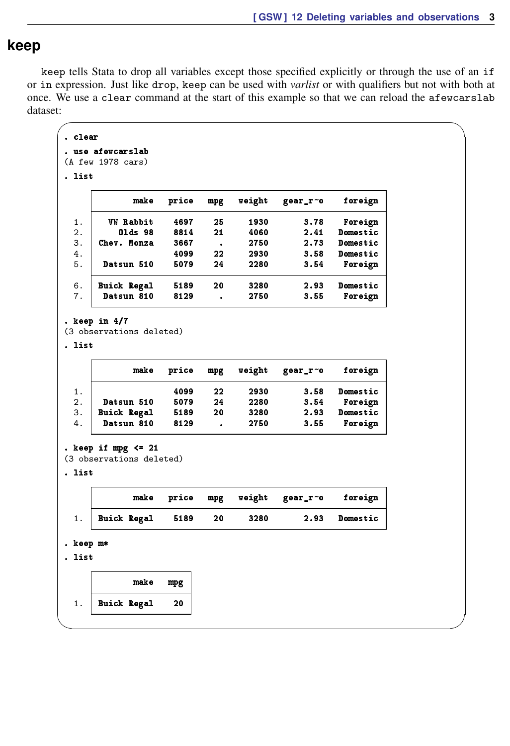## keep

`keep` tells Stata to drop all variables except those specified explicitly or through the use of an `if` or `in` expression. Just like `drop`, `keep` can be used with *varlist* or with qualifiers but not with both at once. We use a `clear` command at the start of this example so that we can reload the `afewcarslab` dataset:

```
. clear
. use afewcarslab
(A few 1978 cars)
. list

     +----------------------------------------------------------+
     |        make   price   mpg   weight   gear_r~o    foreign |
     |----------------------------------------------------------|
  1. |   VW Rabbit    4697    25     1930       3.78    Foreign |
  2. |     Olds 98    8814    21     4060       2.41   Domestic |
  3. | Chev. Monza    3667     .     2750       2.73   Domestic |
  4. |                4099    22     2930       3.58   Domestic |
  5. |  Datsun 510    5079    24     2280       3.54    Foreign |
     |----------------------------------------------------------|
  6. | Buick Regal    5189    20     3280       2.93   Domestic |
  7. |  Datsun 810    8129     .     2750       3.55    Foreign |
     +----------------------------------------------------------+

. keep in 4/7
(3 observations deleted)
. list

     +----------------------------------------------------------+
     |        make   price   mpg   weight   gear_r~o    foreign |
     |----------------------------------------------------------|
  1. |                4099    22     2930       3.58   Domestic |
  2. |  Datsun 510    5079    24     2280       3.54    Foreign |
  3. | Buick Regal    5189    20     3280       2.93   Domestic |
  4. |  Datsun 810    8129     .     2750       3.55    Foreign |
     +----------------------------------------------------------+

. keep if mpg <= 21
(3 observations deleted)
. list

     +----------------------------------------------------------+
     |        make   price   mpg   weight   gear_r~o    foreign |
     |----------------------------------------------------------|
  1. | Buick Regal    5189    20     3280       2.93   Domestic |
     +----------------------------------------------------------+

. keep m*
. list

     +-------------------+
     |        make   mpg |
     |-------------------|
  1. | Buick Regal    20 |
     +-------------------+
```